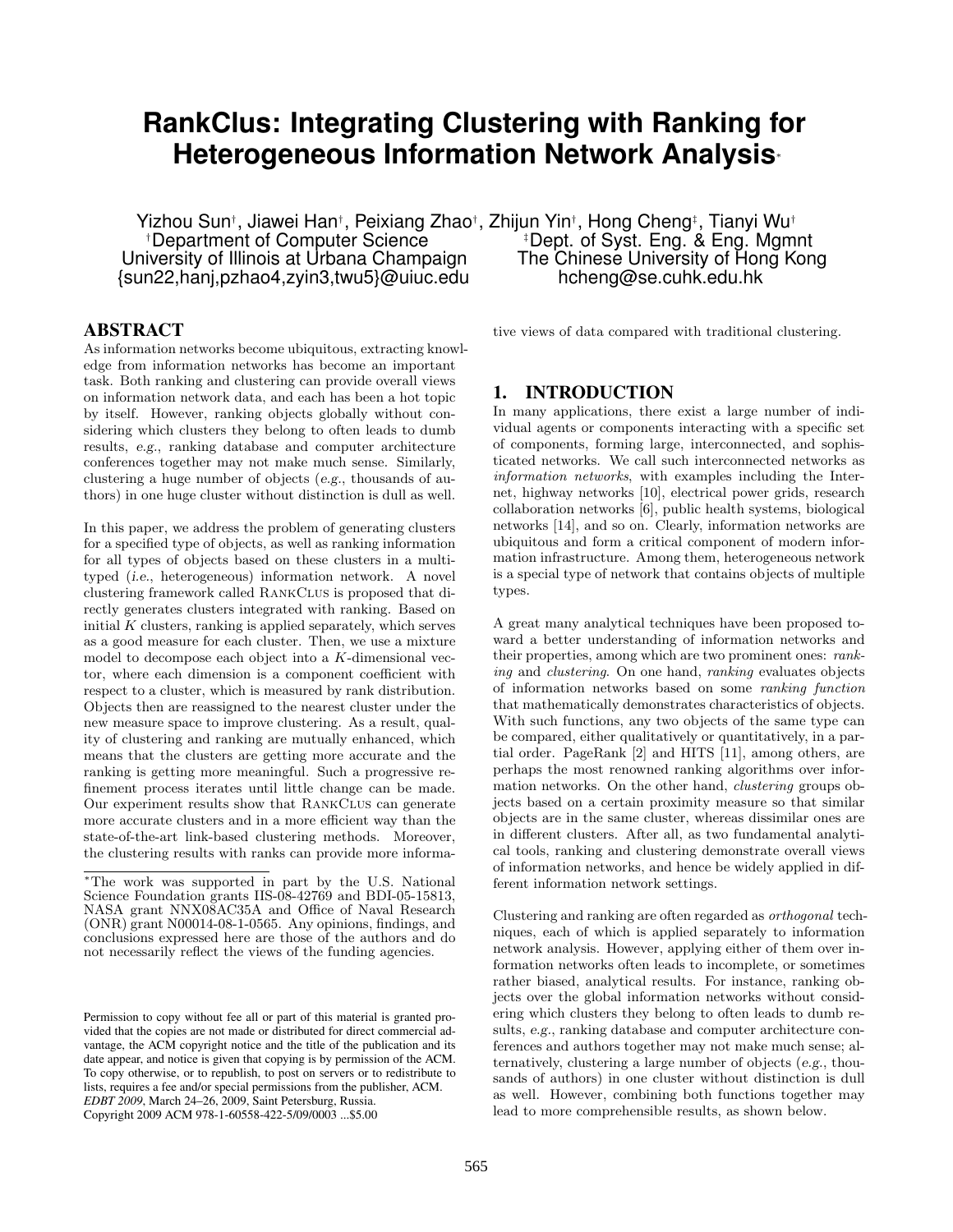# RankClus: Integrating Clustering with Ranking for Heterogeneous Information Network Analysis*

Yizhou Sun[†], Jiawei Han[†], Peixiang Zhao[†], Zhijun Yin[†], Hong Cheng[‡], Tianyi Wu[†]

[†]Department of Computer Science
University of Illinois at Urbana Champaign
{sun22,hanj,pzhao4,zyin3,twu5}@uiuc.edu

[‡]Dept. of Syst. Eng. & Eng. Mgmnt
The Chinese University of Hong Kong
hcheng@se.cuhk.edu.hk

## ABSTRACT

As information networks become ubiquitous, extracting knowledge from information networks has become an important task. Both ranking and clustering can provide overall views on information network data, and each has been a hot topic by itself. However, ranking objects globally without considering which clusters they belong to often leads to dumb results, *e.g.*, ranking database and computer architecture conferences together may not make much sense. Similarly, clustering a huge number of objects (*e.g.*, thousands of authors) in one huge cluster without distinction is dull as well.

In this paper, we address the problem of generating clusters for a specified type of objects, as well as ranking information for all types of objects based on these clusters in a multi-typed (*i.e.*, heterogeneous) information network. A novel clustering framework called RankClus is proposed that directly generates clusters integrated with ranking. Based on initial $K$ clusters, ranking is applied separately, which serves as a good measure for each cluster. Then, we use a mixture model to decompose each object into a $K$-dimensional vector, where each dimension is a component coefficient with respect to a cluster, which is measured by rank distribution. Objects then are reassigned to the nearest cluster under the new measure space to improve clustering. As a result, quality of clustering and ranking are mutually enhanced, which means that the clusters are getting more accurate and the ranking is getting more meaningful. Such a progressive refinement process iterates until little change can be made. Our experiment results show that RankClus can generate more accurate clusters and in a more efficient way than the state-of-the-art link-based clustering methods. Moreover, the clustering results with ranks can provide more informative views of data compared with traditional clustering.

*The work was supported in part by the U.S. National Science Foundation grants IIS-08-42769 and BDI-05-15813, NASA grant NNX08AC35A and Office of Naval Research (ONR) grant N00014-08-1-0565. Any opinions, findings, and conclusions expressed here are those of the authors and do not necessarily reflect the views of the funding agencies.

Permission to copy without fee all or part of this material is granted provided that the copies are not made or distributed for direct commercial advantage, the ACM copyright notice and the title of the publication and its date appear, and notice is given that copying is by permission of the ACM. To copy otherwise, or to republish, to post on servers or to redistribute to lists, requires a fee and/or special permissions from the publisher, ACM.
*EDBT 2009*, March 24–26, 2009, Saint Petersburg, Russia.
Copyright 2009 ACM 978-1-60558-422-5/09/0003 ...$5.00

## 1. INTRODUCTION

In many applications, there exist a large number of individual agents or components interacting with a specific set of components, forming large, interconnected, and sophisticated networks. We call such interconnected networks as *information networks*, with examples including the Internet, highway networks [10], electrical power grids, research collaboration networks [6], public health systems, biological networks [14], and so on. Clearly, information networks are ubiquitous and form a critical component of modern information infrastructure. Among them, heterogeneous network is a special type of network that contains objects of multiple types.

A great many analytical techniques have been proposed toward a better understanding of information networks and their properties, among which are two prominent ones: *ranking* and *clustering*. On one hand, *ranking* evaluates objects of information networks based on some *ranking function* that mathematically demonstrates characteristics of objects. With such functions, any two objects of the same type can be compared, either qualitatively or quantitatively, in a partial order. PageRank [2] and HITS [11], among others, are perhaps the most renowned ranking algorithms over information networks. On the other hand, *clustering* groups objects based on a certain proximity measure so that similar objects are in the same cluster, whereas dissimilar ones are in different clusters. After all, as two fundamental analytical tools, ranking and clustering demonstrate overall views of information networks, and hence be widely applied in different information network settings.

Clustering and ranking are often regarded as *orthogonal* techniques, each of which is applied separately to information network analysis. However, applying either of them over information networks often leads to incomplete, or sometimes rather biased, analytical results. For instance, ranking objects over the global information networks without considering which clusters they belong to often leads to dumb results, *e.g.*, ranking database and computer architecture conferences and authors together may not make much sense; alternatively, clustering a large number of objects (*e.g.*, thousands of authors) in one cluster without distinction is dull as well. However, combining both functions together may lead to more comprehensible results, as shown below.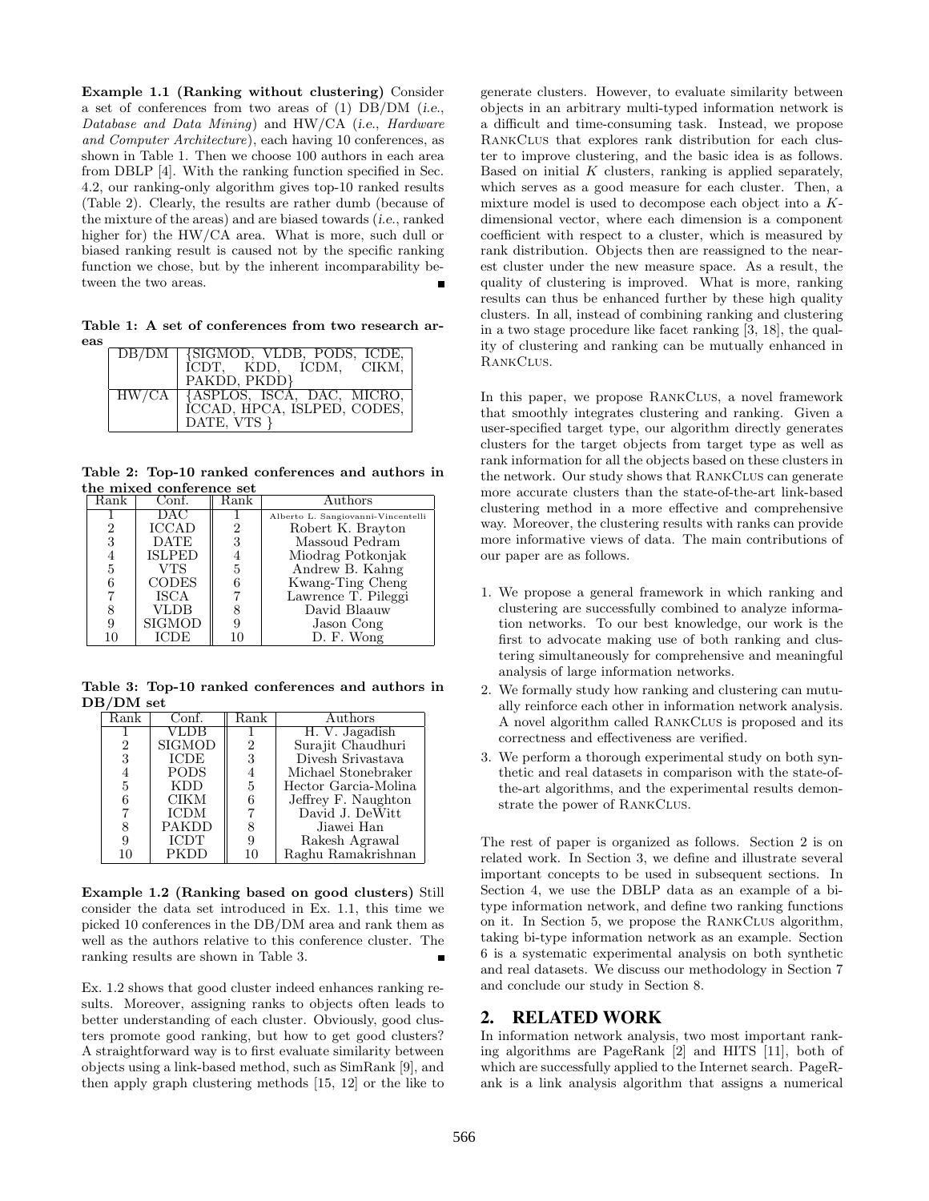**Example 1.1 (Ranking without clustering)** Consider a set of conferences from two areas of (1) DB/DM (*i.e.*, *Database and Data Mining*) and HW/CA (*i.e.*, *Hardware and Computer Architecture*), each having 10 conferences, as shown in Table 1. Then we choose 100 authors in each area from DBLP [4]. With the ranking function specified in Sec. 4.2, our ranking-only algorithm gives top-10 ranked results (Table 2). Clearly, the results are rather dumb (because of the mixture of the areas) and are biased towards (*i.e.*, ranked higher for) the HW/CA area. What is more, such dull or biased ranking result is caused not by the specific ranking function we chose, but by the inherent incomparability between the two areas. ∎

**Table 1: A set of conferences from two research areas**

| | |
|---|---|
| DB/DM | {SIGMOD, VLDB, PODS, ICDE, ICDT, KDD, ICDM, CIKM, PAKDD, PKDD} |
| HW/CA | {ASPLOS, ISCA, DAC, MICRO, ICCAD, HPCA, ISLPED, CODES, DATE, VTS } |

**Table 2: Top-10 ranked conferences and authors in the mixed conference set**

| Rank | Conf. | Rank | Authors |
|---|---|---|---|
| 1 | DAC | 1 | Alberto L. Sangiovanni-Vincentelli |
| 2 | ICCAD | 2 | Robert K. Brayton |
| 3 | DATE | 3 | Massoud Pedram |
| 4 | ISLPED | 4 | Miodrag Potkonjak |
| 5 | VTS | 5 | Andrew B. Kahng |
| 6 | CODES | 6 | Kwang-Ting Cheng |
| 7 | ISCA | 7 | Lawrence T. Pileggi |
| 8 | VLDB | 8 | David Blaauw |
| 9 | SIGMOD | 9 | Jason Cong |
| 10 | ICDE | 10 | D. F. Wong |

**Table 3: Top-10 ranked conferences and authors in DB/DM set**

| Rank | Conf. | Rank | Authors |
|---|---|---|---|
| 1 | VLDB | 1 | H. V. Jagadish |
| 2 | SIGMOD | 2 | Surajit Chaudhuri |
| 3 | ICDE | 3 | Divesh Srivastava |
| 4 | PODS | 4 | Michael Stonebraker |
| 5 | KDD | 5 | Hector Garcia-Molina |
| 6 | CIKM | 6 | Jeffrey F. Naughton |
| 7 | ICDM | 7 | David J. DeWitt |
| 8 | PAKDD | 8 | Jiawei Han |
| 9 | ICDT | 9 | Rakesh Agrawal |
| 10 | PKDD | 10 | Raghu Ramakrishnan |

**Example 1.2 (Ranking based on good clusters)** Still consider the data set introduced in Ex. 1.1, this time we picked 10 conferences in the DB/DM area and rank them as well as the authors relative to this conference cluster. The ranking results are shown in Table 3. ∎

Ex. 1.2 shows that good cluster indeed enhances ranking results. Moreover, assigning ranks to objects often leads to better understanding of each cluster. Obviously, good clusters promote good ranking, but how to get good clusters? A straightforward way is to first evaluate similarity between objects using a link-based method, such as SimRank [9], and then apply graph clustering methods [15, 12] or the like to generate clusters. However, to evaluate similarity between objects in an arbitrary multi-typed information network is a difficult and time-consuming task. Instead, we propose RankClus that explores rank distribution for each cluster to improve clustering, and the basic idea is as follows. Based on initial $K$ clusters, ranking is applied separately, which serves as a good measure for each cluster. Then, a mixture model is used to decompose each object into a $K$-dimensional vector, where each dimension is a component coefficient with respect to a cluster, which is measured by rank distribution. Objects then are reassigned to the nearest cluster under the new measure space. As a result, the quality of clustering is improved. What is more, ranking results can thus be enhanced further by these high quality clusters. In all, instead of combining ranking and clustering in a two stage procedure like facet ranking [3, 18], the quality of clustering and ranking can be mutually enhanced in RankClus.

In this paper, we propose RankClus, a novel framework that smoothly integrates clustering and ranking. Given a user-specified target type, our algorithm directly generates clusters for the target objects from target type as well as rank information for all the objects based on these clusters in the network. Our study shows that RankClus can generate more accurate clusters than the state-of-the-art link-based clustering method in a more effective and comprehensive way. Moreover, the clustering results with ranks can provide more informative views of data. The main contributions of our paper are as follows.

1. We propose a general framework in which ranking and clustering are successfully combined to analyze information networks. To our best knowledge, our work is the first to advocate making use of both ranking and clustering simultaneously for comprehensive and meaningful analysis of large information networks.
2. We formally study how ranking and clustering can mutually reinforce each other in information network analysis. A novel algorithm called RankClus is proposed and its correctness and effectiveness are verified.
3. We perform a thorough experimental study on both synthetic and real datasets in comparison with the state-of-the-art algorithms, and the experimental results demonstrate the power of RankClus.

The rest of paper is organized as follows. Section 2 is on related work. In Section 3, we define and illustrate several important concepts to be used in subsequent sections. In Section 4, we use the DBLP data as an example of a bi-type information network, and define two ranking functions on it. In Section 5, we propose the RankClus algorithm, taking bi-type information network as an example. Section 6 is a systematic experimental analysis on both synthetic and real datasets. We discuss our methodology in Section 7 and conclude our study in Section 8.

## 2. RELATED WORK

In information network analysis, two most important ranking algorithms are PageRank [2] and HITS [11], both of which are successfully applied to the Internet search. PageRank is a link analysis algorithm that assigns a numerical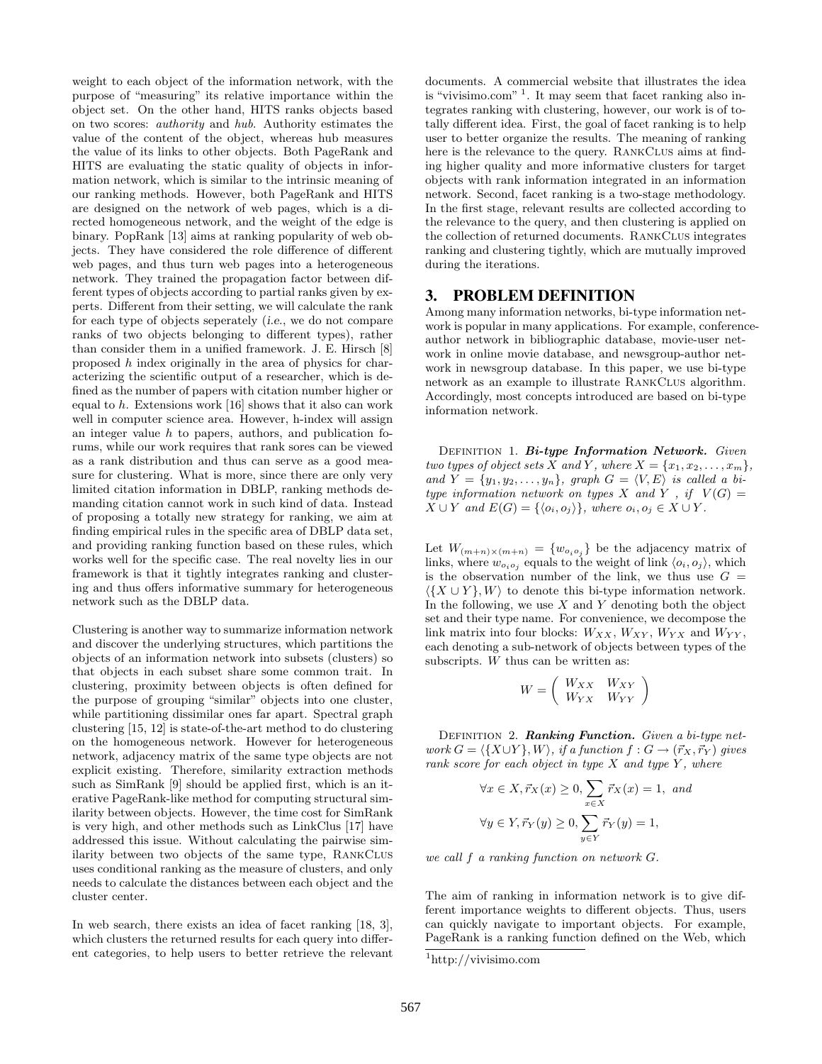weight to each object of the information network, with the purpose of "measuring" its relative importance within the object set. On the other hand, HITS ranks objects based on two scores: *authority* and *hub*. Authority estimates the value of the content of the object, whereas hub measures the value of its links to other objects. Both PageRank and HITS are evaluating the static quality of objects in information network, which is similar to the intrinsic meaning of our ranking methods. However, both PageRank and HITS are designed on the network of web pages, which is a directed homogeneous network, and the weight of the edge is binary. PopRank [13] aims at ranking popularity of web objects. They have considered the role difference of different web pages, and thus turn web pages into a heterogeneous network. They trained the propagation factor between different types of objects according to partial ranks given by experts. Different from their setting, we will calculate the rank for each type of objects seperately (*i.e.*, we do not compare ranks of two objects belonging to different types), rather than consider them in a unified framework. J. E. Hirsch [8] proposed $h$ index originally in the area of physics for characterizing the scientific output of a researcher, which is defined as the number of papers with citation number higher or equal to $h$. Extensions work [16] shows that it also can work well in computer science area. However, h-index will assign an integer value $h$ to papers, authors, and publication forums, while our work requires that rank sores can be viewed as a rank distribution and thus can serve as a good measure for clustering. What is more, since there are only very limited citation information in DBLP, ranking methods demanding citation cannot work in such kind of data. Instead of proposing a totally new strategy for ranking, we aim at finding empirical rules in the specific area of DBLP data set, and providing ranking function based on these rules, which works well for the specific case. The real novelty lies in our framework is that it tightly integrates ranking and clustering and thus offers informative summary for heterogeneous network such as the DBLP data.

Clustering is another way to summarize information network and discover the underlying structures, which partitions the objects of an information network into subsets (clusters) so that objects in each subset share some common trait. In clustering, proximity between objects is often defined for the purpose of grouping "similar" objects into one cluster, while partitioning dissimilar ones far apart. Spectral graph clustering [15, 12] is state-of-the-art method to do clustering on the homogeneous network. However for heterogeneous network, adjacency matrix of the same type objects are not explicit existing. Therefore, similarity extraction methods such as SimRank [9] should be applied first, which is an iterative PageRank-like method for computing structural similarity between objects. However, the time cost for SimRank is very high, and other methods such as LinkClus [17] have addressed this issue. Without calculating the pairwise similarity between two objects of the same type, RankClus uses conditional ranking as the measure of clusters, and only needs to calculate the distances between each object and the cluster center.

In web search, there exists an idea of facet ranking [18, 3], which clusters the returned results for each query into different categories, to help users to better retrieve the relevant documents. A commercial website that illustrates the idea is "vivisimo.com" [1]. It may seem that facet ranking also integrates ranking with clustering, however, our work is of totally different idea. First, the goal of facet ranking is to help user to better organize the results. The meaning of ranking here is the relevance to the query. RankClus aims at finding higher quality and more informative clusters for target objects with rank information integrated in an information network. Second, facet ranking is a two-stage methodology. In the first stage, relevant results are collected according to the relevance to the query, and then clustering is applied on the collection of returned documents. RankClus integrates ranking and clustering tightly, which are mutually improved during the iterations.

## 3. PROBLEM DEFINITION

Among many information networks, bi-type information network is popular in many applications. For example, conference-author network in bibliographic database, movie-user network in online movie database, and newsgroup-author network in newsgroup database. In this paper, we use bi-type network as an example to illustrate RankClus algorithm. Accordingly, most concepts introduced are based on bi-type information network.

Definition 1. ***Bi-type Information Network.*** *Given two types of object sets $X$ and $Y$, where $X = \{x_1, x_2, \ldots, x_m\}$, and $Y = \{y_1, y_2, \ldots, y_n\}$, graph $G = \langle V, E\rangle$ is called a bi-type information network on types $X$ and $Y$ , if $V(G) = X \cup Y$ and $E(G) = \{\langle o_i, o_j\rangle\}$, where $o_i, o_j \in X \cup Y$.*

Let $W_{(m+n)\times(m+n)} = \{w_{o_io_j}\}$ be the adjacency matrix of links, where $w_{o_io_j}$ equals to the weight of link $\langle o_i, o_j\rangle$, which is the observation number of the link, we thus use $G = \langle\{X \cup Y\}, W\rangle$ to denote this bi-type information network. In the following, we use $X$ and $Y$ denoting both the object set and their type name. For convenience, we decompose the link matrix into four blocks: $W_{XX}$, $W_{XY}$, $W_{YX}$ and $W_{YY}$, each denoting a sub-network of objects between types of the subscripts. $W$ thus can be written as:

$$W = \begin{pmatrix} W_{XX} & W_{XY} \\ W_{YX} & W_{YY} \end{pmatrix}$$

Definition 2. ***Ranking Function.*** *Given a bi-type network $G = \langle\{X \cup Y\}, W\rangle$, if a function $f : G \to \langle\vec{r}_X, \vec{r}_Y\rangle$ gives rank score for each object in type $X$ and type $Y$, where*

$$\forall x \in X, \vec{r}_X(x) \geq 0, \sum_{x\in X} \vec{r}_X(x) = 1, \text{ and}$$

$$\forall y \in Y, \vec{r}_Y(y) \geq 0, \sum_{y\in Y} \vec{r}_Y(y) = 1,$$

*we call $f$ a ranking function on network $G$.*

The aim of ranking in information network is to give different importance weights to different objects. Thus, users can quickly navigate to important objects. For example, PageRank is a ranking function defined on the Web, which

[1] http://vivisimo.com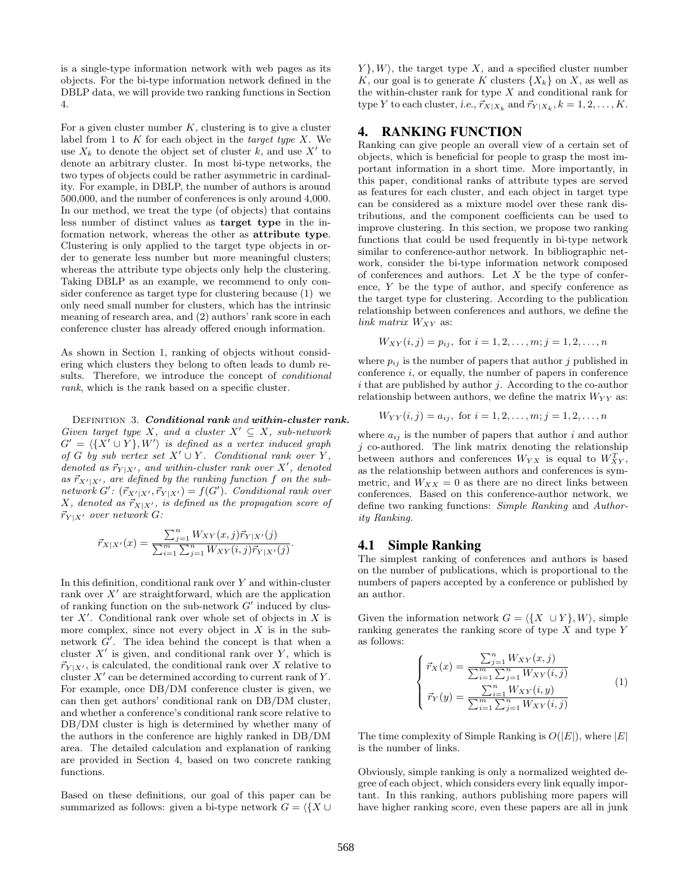is a single-type information network with web pages as its objects. For the bi-type information network defined in the DBLP data, we will provide two ranking functions in Section 4.

For a given cluster number $K$, clustering is to give a cluster label from 1 to $K$ for each object in the *target type* $X$. We use $X_k$ to denote the object set of cluster $k$, and use $X'$ to denote an arbitrary cluster. In most bi-type networks, the two types of objects could be rather asymmetric in cardinality. For example, in DBLP, the number of authors is around 500,000, and the number of conferences is only around 4,000. In our method, we treat the type (of objects) that contains less number of distinct values as **target type** in the information network, whereas the other as **attribute type**. Clustering is only applied to the target type objects in order to generate less number but more meaningful clusters; whereas the attribute type objects only help the clustering. Taking DBLP as an example, we recommend to only consider conference as target type for clustering because (1) we only need small number for clusters, which has the intrinsic meaning of research area, and (2) authors' rank score in each conference cluster has already offered enough information.

As shown in Section 1, ranking of objects without considering which clusters they belong to often leads to dumb results. Therefore, we introduce the concept of *conditional rank*, which is the rank based on a specific cluster.

Definition 3. ***Conditional rank** and **within-cluster rank.*** *Given target type $X$, and a cluster $X' \subseteq X$, sub-network $G' = \langle\{X' \cup Y\}, W'\rangle$ is defined as a vertex induced graph of $G$ by sub vertex set $X' \cup Y$. Conditional rank over $Y$, denoted as $\vec{r}_{Y|X'}$, and within-cluster rank over $X'$, denoted as $\vec{r}_{X'|X'}$, are defined by the ranking function $f$ on the sub-network $G'$: $(\vec{r}_{X'|X'}, \vec{r}_{Y|X'}) = f(G')$. Conditional rank over $X$, denoted as $\vec{r}_{X|X'}$, is defined as the propagation score of $\vec{r}_{Y|X'}$ over network $G$:*

$$\vec{r}_{X|X'}(x) = \frac{\sum_{j=1}^{n} W_{XY}(x,j)\vec{r}_{Y|X'}(j)}{\sum_{i=1}^{m}\sum_{j=1}^{n} W_{XY}(i,j)\vec{r}_{Y|X'}(j)}.$$

In this definition, conditional rank over $Y$ and within-cluster rank over $X'$ are straightforward, which are the application of ranking function on the sub-network $G'$ induced by cluster $X'$. Conditional rank over whole set of objects in $X$ is more complex, since not every object in $X$ is in the sub-network $G'$. The idea behind the concept is that when a cluster $X'$ is given, and conditional rank over $Y$, which is $\vec{r}_{Y|X'}$, is calculated, the conditional rank over $X$ relative to cluster $X'$ can be determined according to current rank of $Y$. For example, once DB/DM conference cluster is given, we can then get authors' conditional rank on DB/DM cluster, and whether a conference's conditional rank score relative to DB/DM cluster is high is determined by whether many of the authors in the conference are highly ranked in DB/DM area. The detailed calculation and explanation of ranking are provided in Section 4, based on two concrete ranking functions.

Based on these definitions, our goal of this paper can be summarized as follows: given a bi-type network $G = \langle\{X \cup Y\}, W\rangle$, the target type $X$, and a specified cluster number $K$, our goal is to generate $K$ clusters $\{X_k\}$ on $X$, as well as the within-cluster rank for type $X$ and conditional rank for type $Y$ to each cluster, *i.e.*, $\vec{r}_{X|X_k}$ and $\vec{r}_{Y|X_k}, k = 1, 2, \ldots, K$.

# 4. RANKING FUNCTION

Ranking can give people an overall view of a certain set of objects, which is beneficial for people to grasp the most important information in a short time. More importantly, in this paper, conditional ranks of attribute types are served as features for each cluster, and each object in target type can be considered as a mixture model over these rank distributions, and the component coefficients can be used to improve clustering. In this section, we propose two ranking functions that could be used frequently in bi-type network similar to conference-author network. In bibliographic network, consider the bi-type information network composed of conferences and authors. Let $X$ be the type of conference, $Y$ be the type of author, and specify conference as the target type for clustering. According to the publication relationship between conferences and authors, we define the *link matrix* $W_{XY}$ as:

$$W_{XY}(i,j) = p_{ij}, \text{ for } i = 1, 2, \ldots, m; j = 1, 2, \ldots, n$$

where $p_{ij}$ is the number of papers that author $j$ published in conference $i$, or equally, the number of papers in conference $i$ that are published by author $j$. According to the co-author relationship between authors, we define the matrix $W_{YY}$ as:

$$W_{YY}(i,j) = a_{ij}, \text{ for } i = 1, 2, \ldots, m; j = 1, 2, \ldots, n$$

where $a_{ij}$ is the number of papers that author $i$ and author $j$ co-authored. The link matrix denoting the relationship between authors and conferences $W_{YX}$ is equal to $W_{XY}^T$, as the relationship between authors and conferences is symmetric, and $W_{XX} = 0$ as there are no direct links between conferences. Based on this conference-author network, we define two ranking functions: *Simple Ranking* and *Authority Ranking*.

## 4.1 Simple Ranking

The simplest ranking of conferences and authors is based on the number of publications, which is proportional to the numbers of papers accepted by a conference or published by an author.

Given the information network $G = \langle\{X \cup Y\}, W\rangle$, simple ranking generates the ranking score of type $X$ and type $Y$ as follows:

$$\begin{cases} \vec{r}_X(x) = \dfrac{\sum_{j=1}^{n} W_{XY}(x,j)}{\sum_{i=1}^{m}\sum_{j=1}^{n} W_{XY}(i,j)} \\ \vec{r}_Y(y) = \dfrac{\sum_{i=1}^{n} W_{XY}(i,y)}{\sum_{i=1}^{m}\sum_{j=1}^{n} W_{XY}(i,j)} \end{cases} \quad (1)$$

The time complexity of Simple Ranking is $O(|E|)$, where $|E|$ is the number of links.

Obviously, simple ranking is only a normalized weighted degree of each object, which considers every link equally important. In this ranking, authors publishing more papers will have higher ranking score, even these papers are all in junk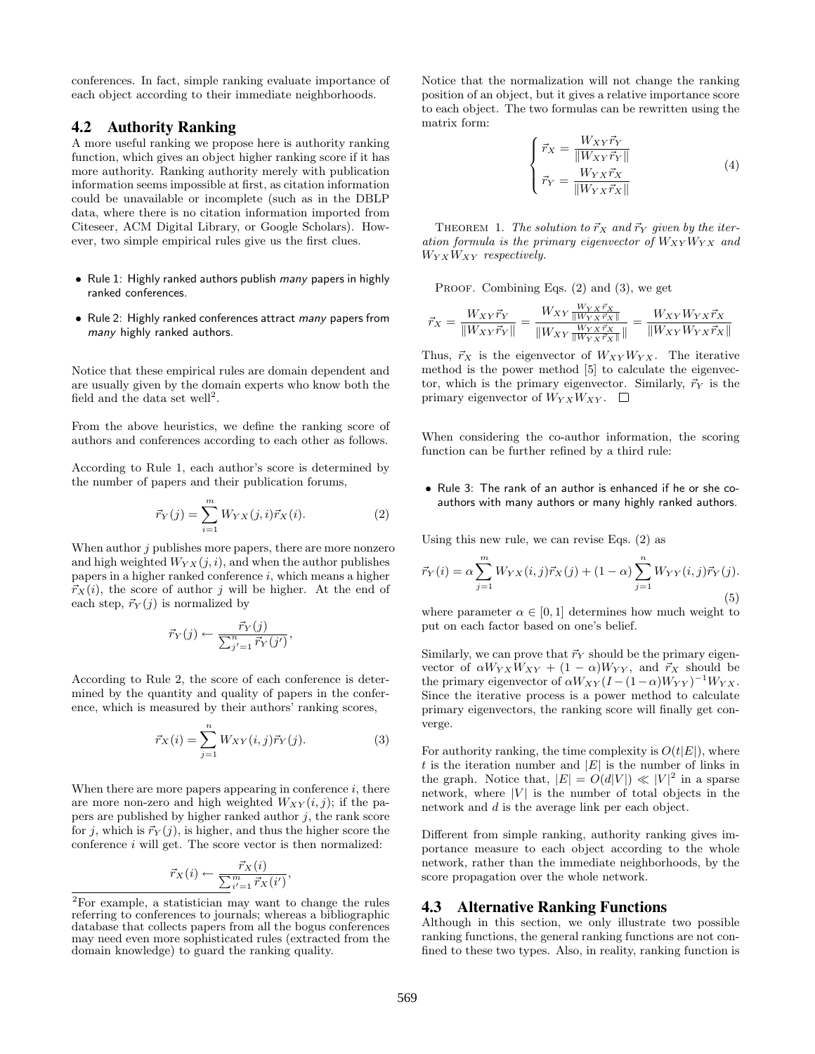conferences. In fact, simple ranking evaluate importance of each object according to their immediate neighborhoods.

## 4.2 Authority Ranking

A more useful ranking we propose here is authority ranking function, which gives an object higher ranking score if it has more authority. Ranking authority merely with publication information seems impossible at first, as citation information could be unavailable or incomplete (such as in the DBLP data, where there is no citation information imported from Citeseer, ACM Digital Library, or Google Scholars). However, two simple empirical rules give us the first clues.

- Rule 1: Highly ranked authors publish *many* papers in highly ranked conferences.
- Rule 2: Highly ranked conferences attract *many* papers from *many* highly ranked authors.

Notice that these empirical rules are domain dependent and are usually given by the domain experts who know both the field and the data set well[2].

From the above heuristics, we define the ranking score of authors and conferences according to each other as follows.

According to Rule 1, each author's score is determined by the number of papers and their publication forums,

$$\vec{r}_Y(j) = \sum_{i=1}^{m} W_{YX}(j,i)\vec{r}_X(i). \tag{2}$$

When author $j$ publishes more papers, there are more nonzero and high weighted $W_{YX}(j,i)$, and when the author publishes papers in a higher ranked conference $i$, which means a higher $\vec{r}_X(i)$, the score of author $j$ will be higher. At the end of each step, $\vec{r}_Y(j)$ is normalized by

$$\vec{r}_Y(j) \leftarrow \frac{\vec{r}_Y(j)}{\sum_{j'=1}^{n}\vec{r}_Y(j')},$$

According to Rule 2, the score of each conference is determined by the quantity and quality of papers in the conference, which is measured by their authors' ranking scores,

$$\vec{r}_X(i) = \sum_{j=1}^{n} W_{XY}(i,j)\vec{r}_Y(j). \tag{3}$$

When there are more papers appearing in conference $i$, there are more non-zero and high weighted $W_{XY}(i,j)$; if the papers are published by higher ranked author $j$, the rank score for $j$, which is $\vec{r}_Y(j)$, is higher, and thus the higher score the conference $i$ will get. The score vector is then normalized:

$$\vec{r}_X(i) \leftarrow \frac{\vec{r}_X(i)}{\sum_{i'=1}^{m}\vec{r}_X(i')},$$

[2]For example, a statistician may want to change the rules referring to conferences to journals; whereas a bibliographic database that collects papers from all the bogus conferences may need even more sophisticated rules (extracted from the domain knowledge) to guard the ranking quality.

Notice that the normalization will not change the ranking position of an object, but it gives a relative importance score to each object. The two formulas can be rewritten using the matrix form:

$$\begin{cases} \vec{r}_X = \dfrac{W_{XY}\vec{r}_Y}{\|W_{XY}\vec{r}_Y\|} \\ \vec{r}_Y = \dfrac{W_{YX}\vec{r}_X}{\|W_{YX}\vec{r}_X\|} \end{cases} \tag{4}$$

THEOREM 1. *The solution to $\vec{r}_X$ and $\vec{r}_Y$ given by the iteration formula is the primary eigenvector of $W_{XY}W_{YX}$ and $W_{YX}W_{XY}$ respectively.*

PROOF. Combining Eqs. (2) and (3), we get

$$\vec{r}_X = \frac{W_{XY}\vec{r}_Y}{\|W_{XY}\vec{r}_Y\|} = \frac{W_{XY}\frac{W_{YX}\vec{r}_X}{\|W_{YX}\vec{r}_X\|}}{\|W_{XY}\frac{W_{YX}\vec{r}_X}{\|W_{YX}\vec{r}_X\|}\|} = \frac{W_{XY}W_{YX}\vec{r}_X}{\|W_{XY}W_{YX}\vec{r}_X\|}$$

Thus, $\vec{r}_X$ is the eigenvector of $W_{XY}W_{YX}$. The iterative method is the power method [5] to calculate the eigenvector, which is the primary eigenvector. Similarly, $\vec{r}_Y$ is the primary eigenvector of $W_{YX}W_{XY}$. □

When considering the co-author information, the scoring function can be further refined by a third rule:

- Rule 3: The rank of an author is enhanced if he or she coauthors with many authors or many highly ranked authors.

Using this new rule, we can revise Eqs. (2) as

$$\vec{r}_Y(i) = \alpha\sum_{j=1}^{m} W_{YX}(i,j)\vec{r}_X(j) + (1-\alpha)\sum_{j=1}^{n} W_{YY}(i,j)\vec{r}_Y(j). \tag{5}$$

where parameter $\alpha \in [0,1]$ determines how much weight to put on each factor based on one's belief.

Similarly, we can prove that $\vec{r}_Y$ should be the primary eigenvector of $\alpha W_{YX}W_{XY} + (1-\alpha)W_{YY}$, and $\vec{r}_X$ should be the primary eigenvector of $\alpha W_{XY}(I-(1-\alpha)W_{YY})^{-1}W_{YX}$. Since the iterative process is a power method to calculate primary eigenvectors, the ranking score will finally get converge.

For authority ranking, the time complexity is $O(t|E|)$, where $t$ is the iteration number and $|E|$ is the number of links in the graph. Notice that, $|E| = O(d|V|) \ll |V|^2$ in a sparse network, where $|V|$ is the number of total objects in the network and $d$ is the average link per each object.

Different from simple ranking, authority ranking gives importance measure to each object according to the whole network, rather than the immediate neighborhoods, by the score propagation over the whole network.

## 4.3 Alternative Ranking Functions

Although in this section, we only illustrate two possible ranking functions, the general ranking functions are not confined to these two types. Also, in reality, ranking function is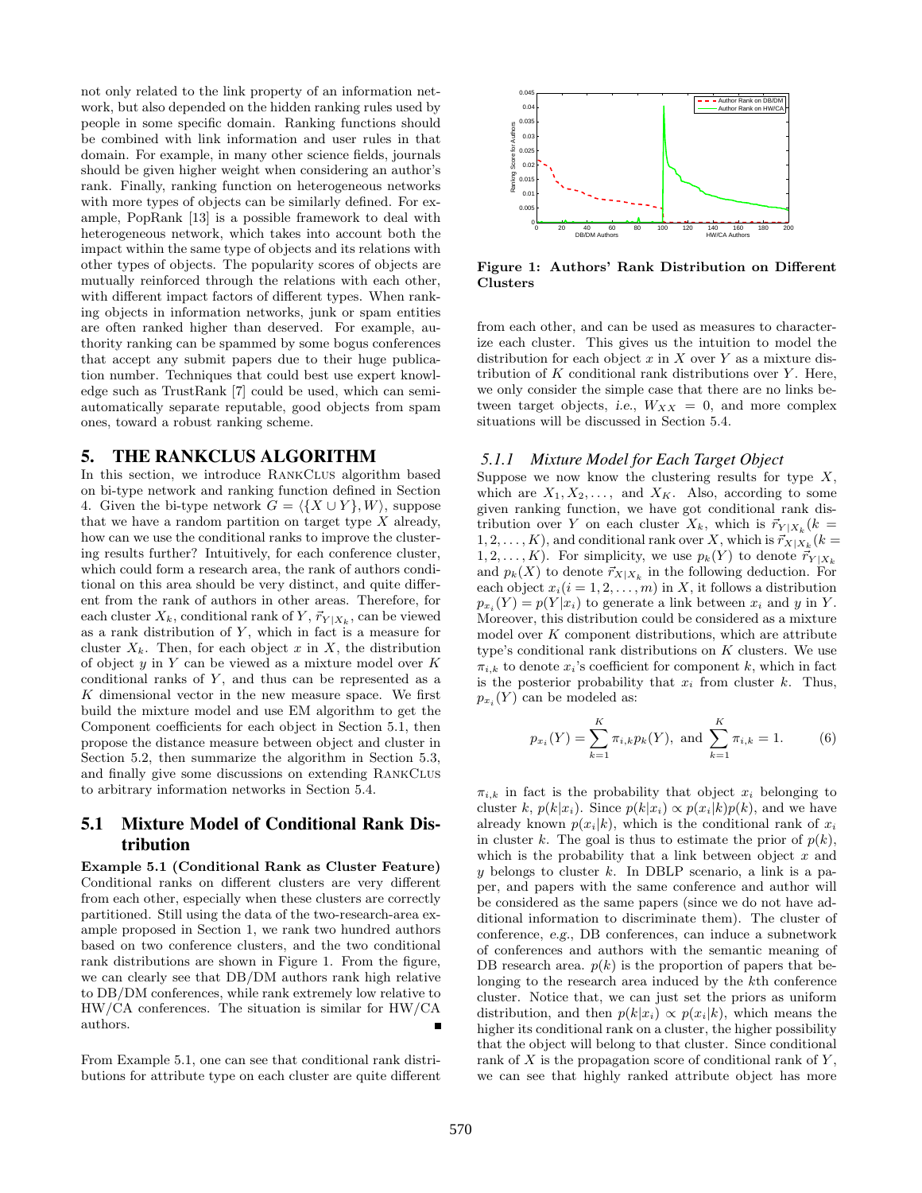not only related to the link property of an information network, but also depended on the hidden ranking rules used by people in some specific domain. Ranking functions should be combined with link information and user rules in that domain. For example, in many other science fields, journals should be given higher weight when considering an author's rank. Finally, ranking function on heterogeneous networks with more types of objects can be similarly defined. For example, PopRank [13] is a possible framework to deal with heterogeneous network, which takes into account both the impact within the same type of objects and its relations with other types of objects. The popularity scores of objects are mutually reinforced through the relations with each other, with different impact factors of different types. When ranking objects in information networks, junk or spam entities are often ranked higher than deserved. For example, authority ranking can be spammed by some bogus conferences that accept any submit papers due to their huge publication number. Techniques that could best use expert knowledge such as TrustRank [7] could be used, which can semi-automatically separate reputable, good objects from spam ones, toward a robust ranking scheme.

# 5. THE RANKCLUS ALGORITHM

In this section, we introduce RankClus algorithm based on bi-type network and ranking function defined in Section 4. Given the bi-type network $G = \langle \{X \cup Y\}, W \rangle$, suppose that we have a random partition on target type $X$ already, how can we use the conditional ranks to improve the clustering results further? Intuitively, for each conference cluster, which could form a research area, the rank of authors conditional on this area should be very distinct, and quite different from the rank of authors in other areas. Therefore, for each cluster $X_k$, conditional rank of $Y$, $\vec{r}_{Y|X_k}$, can be viewed as a rank distribution of $Y$, which in fact is a measure for cluster $X_k$. Then, for each object $x$ in $X$, the distribution of object $y$ in $Y$ can be viewed as a mixture model over $K$ conditional ranks of $Y$, and thus can be represented as a $K$ dimensional vector in the new measure space. We first build the mixture model and use EM algorithm to get the Component coefficients for each object in Section 5.1, then propose the distance measure between object and cluster in Section 5.2, then summarize the algorithm in Section 5.3, and finally give some discussions on extending RankClus to arbitrary information networks in Section 5.4.

## 5.1 Mixture Model of Conditional Rank Distribution

**Example 5.1 (Conditional Rank as Cluster Feature)** Conditional ranks on different clusters are very different from each other, especially when these clusters are correctly partitioned. Still using the data of the two-research-area example proposed in Section 1, we rank two hundred authors based on two conference clusters, and the two conditional rank distributions are shown in Figure 1. From the figure, we can clearly see that DB/DM authors rank high relative to DB/DM conferences, while rank extremely low relative to HW/CA conferences. The situation is similar for HW/CA authors. ∎

From Example 5.1, one can see that conditional rank distributions for attribute type on each cluster are quite different from each other, and can be used as measures to characterize each cluster. This gives us the intuition to model the distribution for each object $x$ in $X$ over $Y$ as a mixture distribution of $K$ conditional rank distributions over $Y$. Here, we only consider the simple case that there are no links between target objects, *i.e.*, $W_{XX} = 0$, and more complex situations will be discussed in Section 5.4.

**Figure 1: Authors' Rank Distribution on Different Clusters**

### 5.1.1 Mixture Model for Each Target Object

Suppose we now know the clustering results for type $X$, which are $X_1, X_2, \ldots,$ and $X_K$. Also, according to some given ranking function, we have got conditional rank distribution over $Y$ on each cluster $X_k$, which is $\vec{r}_{Y|X_k}(k = 1, 2, \ldots, K)$, and conditional rank over $X$, which is $\vec{r}_{X|X_k}(k = 1, 2, \ldots, K)$. For simplicity, we use $p_k(Y)$ to denote $\vec{r}_{Y|X_k}$ and $p_k(X)$ to denote $\vec{r}_{X|X_k}$ in the following deduction. For each object $x_i (i = 1, 2, \ldots, m)$ in $X$, it follows a distribution $p_{x_i}(Y) = p(Y|x_i)$ to generate a link between $x_i$ and $y$ in $Y$. Moreover, this distribution could be considered as a mixture model over $K$ component distributions, which are attribute type's conditional rank distributions on $K$ clusters. We use $\pi_{i,k}$ to denote $x_i$'s coefficient for component $k$, which in fact is the posterior probability that $x_i$ from cluster $k$. Thus, $p_{x_i}(Y)$ can be modeled as:

$$p_{x_i}(Y) = \sum_{k=1}^{K} \pi_{i,k} p_k(Y), \text{ and } \sum_{k=1}^{K} \pi_{i,k} = 1. \tag{6}$$

$\pi_{i,k}$ in fact is the probability that object $x_i$ belonging to cluster $k$, $p(k|x_i)$. Since $p(k|x_i) \propto p(x_i|k)p(k)$, and we have already known $p(x_i|k)$, which is the conditional rank of $x_i$ in cluster $k$. The goal is thus to estimate the prior of $p(k)$, which is the probability that a link between object $x$ and $y$ belongs to cluster $k$. In DBLP scenario, a link is a paper, and papers with the same conference and author will be considered as the same papers (since we do not have additional information to discriminate them). The cluster of conference, *e.g.*, DB conferences, can induce a subnetwork of conferences and authors with the semantic meaning of DB research area. $p(k)$ is the proportion of papers that belonging to the research area induced by the $k$th conference cluster. Notice that, we can just set the priors as uniform distribution, and then $p(k|x_i) \propto p(x_i|k)$, which means the higher its conditional rank on a cluster, the higher possibility that the object will belong to that cluster. Since conditional rank of $X$ is the propagation score of conditional rank of $Y$, we can see that highly ranked attribute object has more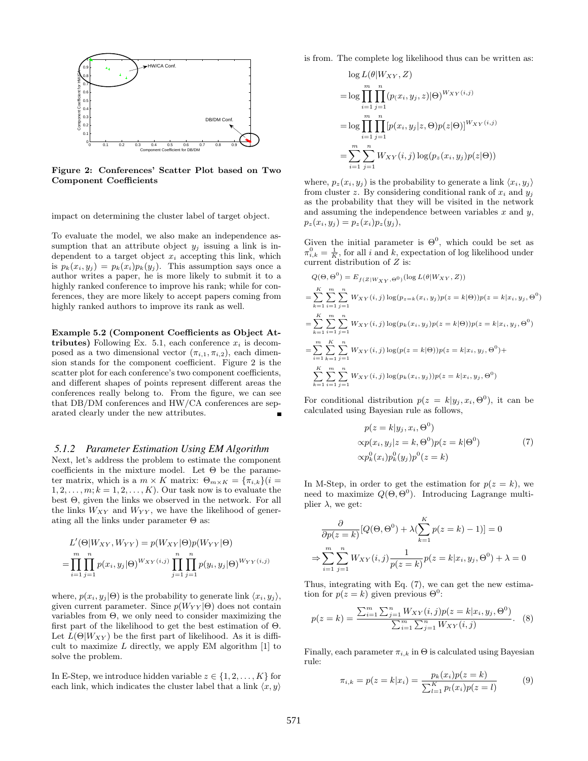Figure 2: Conferences' Scatter Plot based on Two Component Coefficients

impact on determining the cluster label of target object.

To evaluate the model, we also make an independence assumption that an attribute object $y_j$ issuing a link is independent to a target object $x_i$ accepting this link, which is $p_k(x_i, y_j) = p_k(x_i)p_k(y_j)$. This assumption says once a author writes a paper, he is more likely to submit it to a highly ranked conference to improve his rank; while for conferences, they are more likely to accept papers coming from highly ranked authors to improve its rank as well.

**Example 5.2 (Component Coefficients as Object Attributes)** Following Ex. 5.1, each conference $x_i$ is decomposed as a two dimensional vector $(\pi_{i,1}, \pi_{i,2})$, each dimension stands for the component coefficient. Figure 2 is the scatter plot for each conference's two component coefficients, and different shapes of points represent different areas the conferences really belong to. From the figure, we can see that DB/DM conferences and HW/CA conferences are separated clearly under the new attributes. ■

### *5.1.2 Parameter Estimation Using EM Algorithm*

Next, let's address the problem to estimate the component coefficients in the mixture model. Let $\Theta$ be the parameter matrix, which is a $m \times K$ matrix: $\Theta_{m\times K} = \{\pi_{i,k}\}(i = 1, 2, \ldots, m; k = 1, 2, \ldots, K)$. Our task now is to evaluate the best $\Theta$, given the links we observed in the network. For all the links $W_{XY}$ and $W_{YY}$, we have the likelihood of generating all the links under parameter $\Theta$ as:

$$
\begin{aligned}
&L'(\Theta|W_{XY}, W_{YY}) = p(W_{XY}|\Theta)p(W_{YY}|\Theta) \\
=&\prod_{i=1}^{m}\prod_{j=1}^{n} p(x_i, y_j|\Theta)^{W_{XY}(i,j)} \prod_{j=1}^{n}\prod_{j=1}^{n} p(y_i, y_j|\Theta)^{W_{YY}(i,j)}
\end{aligned}
$$

where, $p(x_i, y_j|\Theta)$ is the probability to generate link $\langle x_i, y_j\rangle$, given current parameter. Since $p(W_{YY}|\Theta)$ does not contain variables from $\Theta$, we only need to consider maximizing the first part of the likelihood to get the best estimation of $\Theta$. Let $L(\Theta|W_{XY})$ be the first part of likelihood. As it is difficult to maximize $L$ directly, we apply EM algorithm [1] to solve the problem.

In E-Step, we introduce hidden variable $z \in \{1, 2, \ldots, K\}$ for each link, which indicates the cluster label that a link $\langle x, y\rangle$ is from. The complete log likelihood thus can be written as:

$$
\begin{aligned}
&\log L(\theta|W_{XY}, Z) \\
=&\log \prod_{i=1}^{m}\prod_{j=1}^{n} (p(x_i, y_j, z)|\Theta))^{W_{XY}(i,j)} \\
=&\log \prod_{i=1}^{m}\prod_{j=1}^{n} [p(x_i, y_j|z, \Theta)p(z|\Theta)]^{W_{XY}(i,j)} \\
=&\sum_{i=1}^{m}\sum_{j=1}^{n} W_{XY}(i,j)\log(p_z(x_i, y_j)p(z|\Theta))
\end{aligned}
$$

where, $p_z(x_i, y_j)$ is the probability to generate a link $\langle x_i, y_j\rangle$ from cluster $z$. By considering conditional rank of $x_i$ and $y_j$ as the probability that they will be visited in the network and assuming the independence between variables $x$ and $y$, $p_z(x_i, y_j) = p_z(x_i)p_z(y_j)$,

Given the initial parameter is $\Theta^0$, which could be set as $\pi^0_{i,k} = \frac{1}{K}$, for all $i$ and $k$, expectation of log likelihood under current distribution of $Z$ is:

$$
\begin{aligned}
&Q(\Theta, \Theta^0) = E_{f(Z|W_{XY}, \Theta^0)}(\log L(\theta|W_{XY}, Z)) \\
=&\sum_{k=1}^{K}\sum_{i=1}^{m}\sum_{j=1}^{n} W_{XY}(i,j)\log(p_{z=k}(x_i, y_j)p(z=k|\Theta))p(z=k|x_i, y_j, \Theta^0) \\
=&\sum_{k=1}^{K}\sum_{i=1}^{m}\sum_{j=1}^{n} W_{XY}(i,j)\log(p_k(x_i, y_j)p(z=k|\Theta))p(z=k|x_i, y_j, \Theta^0) \\
=&\sum_{i=1}^{m}\sum_{k=1}^{K}\sum_{j=1}^{n} W_{XY}(i,j)\log(p(z=k|\Theta))p(z=k|x_i, y_j, \Theta^0) + \\
&\sum_{k=1}^{K}\sum_{i=1}^{m}\sum_{j=1}^{n} W_{XY}(i,j)\log(p_k(x_i, y_j))p(z=k|x_i, y_j, \Theta^0)
\end{aligned}
$$

For conditional distribution $p(z = k|y_j, x_i, \Theta^0)$, it can be calculated using Bayesian rule as follows,

$$
\begin{aligned}
&p(z=k|y_j, x_i, \Theta^0) \\
\propto& p(x_i, y_j|z=k, \Theta^0)p(z=k|\Theta^0) \\
\propto& p^0_k(x_i)p^0_k(y_j)p^0(z=k)
\end{aligned} \tag{7}
$$

In M-Step, in order to get the estimation for $p(z = k)$, we need to maximize $Q(\Theta, \Theta^0)$. Introducing Lagrange multiplier $\lambda$, we get:

$$
\begin{aligned}
&\frac{\partial}{\partial p(z=k)}[Q(\Theta, \Theta^0) + \lambda(\sum_{k=1}^{K} p(z=k) - 1)] = 0 \\
\Rightarrow &\sum_{i=1}^{m}\sum_{j=1}^{n} W_{XY}(i,j)\frac{1}{p(z=k)}p(z=k|x_i, y_j, \Theta^0) + \lambda = 0
\end{aligned}
$$

Thus, integrating with Eq. (7), we can get the new estimation for $p(z = k)$ given previous $\Theta^0$:

$$
p(z=k) = \frac{\sum_{i=1}^{m}\sum_{j=1}^{n} W_{XY}(i,j)p(z=k|x_i, y_j, \Theta^0)}{\sum_{i=1}^{m}\sum_{j=1}^{n} W_{XY}(i,j)}. \tag{8}
$$

Finally, each parameter $\pi_{i,k}$ in $\Theta$ is calculated using Bayesian rule:

$$
\pi_{i,k} = p(z=k|x_i) = \frac{p_k(x_i)p(z=k)}{\sum_{l=1}^{K} p_l(x_i)p(z=l)} \tag{9}
$$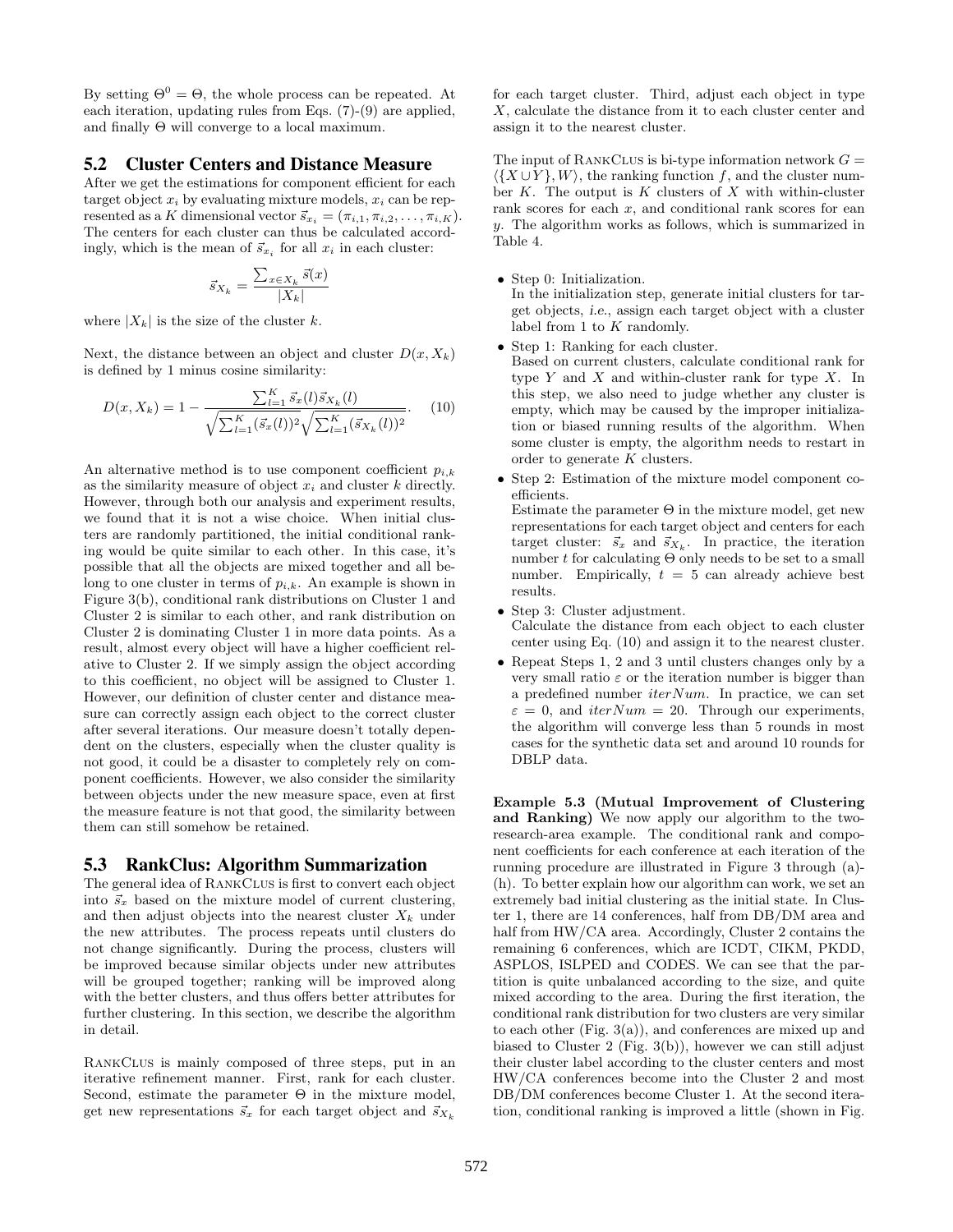By setting $\Theta^0 = \Theta$, the whole process can be repeated. At each iteration, updating rules from Eqs. (7)-(9) are applied, and finally $\Theta$ will converge to a local maximum.

## 5.2 Cluster Centers and Distance Measure

After we get the estimations for component efficient for each target object $x_i$ by evaluating mixture models, $x_i$ can be represented as a $K$ dimensional vector $\vec{s}_{x_i} = (\pi_{i,1}, \pi_{i,2}, \ldots, \pi_{i,K})$. The centers for each cluster can thus be calculated accordingly, which is the mean of $\vec{s}_{x_i}$ for all $x_i$ in each cluster:

$$\vec{s}_{X_k} = \frac{\sum_{x \in X_k} \vec{s}(x)}{|X_k|}$$

where $|X_k|$ is the size of the cluster $k$.

Next, the distance between an object and cluster $D(x, X_k)$ is defined by 1 minus cosine similarity:

$$D(x, X_k) = 1 - \frac{\sum_{l=1}^{K} \vec{s}_x(l)\vec{s}_{X_k}(l)}{\sqrt{\sum_{l=1}^{K}(\vec{s}_x(l))^2}\sqrt{\sum_{l=1}^{K}(\vec{s}_{X_k}(l))^2}}. \quad (10)$$

An alternative method is to use component coefficient $p_{i,k}$ as the similarity measure of object $x_i$ and cluster $k$ directly. However, through both our analysis and experiment results, we found that it is not a wise choice. When initial clusters are randomly partitioned, the initial conditional ranking would be quite similar to each other. In this case, it's possible that all the objects are mixed together and all belong to one cluster in terms of $p_{i,k}$. An example is shown in Figure 3(b), conditional rank distributions on Cluster 1 and Cluster 2 is similar to each other, and rank distribution on Cluster 2 is dominating Cluster 1 in more data points. As a result, almost every object will have a higher coefficient relative to Cluster 2. If we simply assign the object according to this coefficient, no object will be assigned to Cluster 1. However, our definition of cluster center and distance measure can correctly assign each object to the correct cluster after several iterations. Our measure doesn't totally dependent on the clusters, especially when the cluster quality is not good, it could be a disaster to completely rely on component coefficients. However, we also consider the similarity between objects under the new measure space, even at first the measure feature is not that good, the similarity between them can still somehow be retained.

## 5.3 RankClus: Algorithm Summarization

The general idea of RankClus is first to convert each object into $\vec{s}_x$ based on the mixture model of current clustering, and then adjust objects into the nearest cluster $X_k$ under the new attributes. The process repeats until clusters do not change significantly. During the process, clusters will be improved because similar objects under new attributes will be grouped together; ranking will be improved along with the better clusters, and thus offers better attributes for further clustering. In this section, we describe the algorithm in detail.

RankClus is mainly composed of three steps, put in an iterative refinement manner. First, rank for each cluster. Second, estimate the parameter $\Theta$ in the mixture model, get new representations $\vec{s}_x$ for each target object and $\vec{s}_{X_k}$ for each target cluster. Third, adjust each object in type $X$, calculate the distance from it to each cluster center and assign it to the nearest cluster.

The input of RankClus is bi-type information network $G = \langle\{X \cup Y\}, W\rangle$, the ranking function $f$, and the cluster number $K$. The output is $K$ clusters of $X$ with within-cluster rank scores for each $x$, and conditional rank scores for ean $y$. The algorithm works as follows, which is summarized in Table 4.

- Step 0: Initialization.
  In the initialization step, generate initial clusters for target objects, *i.e.*, assign each target object with a cluster label from 1 to $K$ randomly.
- Step 1: Ranking for each cluster.
  Based on current clusters, calculate conditional rank for type $Y$ and $X$ and within-cluster rank for type $X$. In this step, we also need to judge whether any cluster is empty, which may be caused by the improper initialization or biased running results of the algorithm. When some cluster is empty, the algorithm needs to restart in order to generate $K$ clusters.
- Step 2: Estimation of the mixture model component coefficients.
  Estimate the parameter $\Theta$ in the mixture model, get new representations for each target object and centers for each target cluster: $\vec{s}_x$ and $\vec{s}_{X_k}$. In practice, the iteration number $t$ for calculating $\Theta$ only needs to be set to a small number. Empirically, $t = 5$ can already achieve best results.
- Step 3: Cluster adjustment.
  Calculate the distance from each object to each cluster center using Eq. (10) and assign it to the nearest cluster.
- Repeat Steps 1, 2 and 3 until clusters changes only by a very small ratio $\varepsilon$ or the iteration number is bigger than a predefined number $iterNum$. In practice, we can set $\varepsilon = 0$, and $iterNum = 20$. Through our experiments, the algorithm will converge less than 5 rounds in most cases for the synthetic data set and around 10 rounds for DBLP data.

**Example 5.3 (Mutual Improvement of Clustering and Ranking)** We now apply our algorithm to the two-research-area example. The conditional rank and component coefficients for each conference at each iteration of the running procedure are illustrated in Figure 3 through (a)-(h). To better explain how our algorithm can work, we set an extremely bad initial clustering as the initial state. In Cluster 1, there are 14 conferences, half from DB/DM area and half from HW/CA area. Accordingly, Cluster 2 contains the remaining 6 conferences, which are ICDT, CIKM, PKDD, ASPLOS, ISLPED and CODES. We can see that the partition is quite unbalanced according to the size, and quite mixed according to the area. During the first iteration, the conditional rank distribution for two clusters are very similar to each other (Fig. 3(a)), and conferences are mixed up and biased to Cluster 2 (Fig. 3(b)), however we can still adjust their cluster label according to the cluster centers and most HW/CA conferences become into the Cluster 2 and most DB/DM conferences become Cluster 1. At the second iteration, conditional ranking is improved a little (shown in Fig.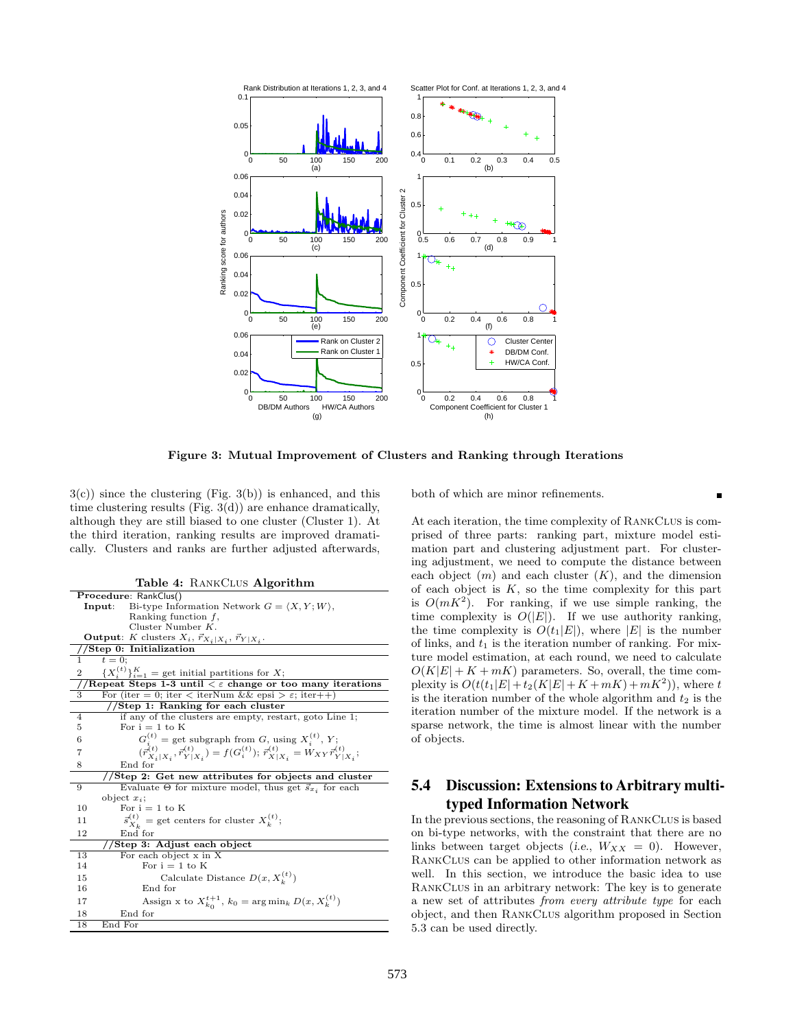Figure 3: Mutual Improvement of Clusters and Ranking through Iterations

3(c)) since the clustering (Fig. 3(b)) is enhanced, and this time clustering results (Fig. 3(d)) are enhance dramatically, although they are still biased to one cluster (Cluster 1). At the third iteration, ranking results are improved dramatically. Clusters and ranks are further adjusted afterwards, both of which are minor refinements. ∎

**Table 4: RankClus Algorithm**

```
Procedure: RankClus()
  Input:  Bi-type Information Network G = <X, Y; W>,
          Ranking function f,
          Cluster Number K.
  Output: K clusters X_i, r_{X_i|X_i}, r_{Y|X_i}.
//Step 0: Initialization
1     t = 0;
2     {X_i^(t)}_{i=1}^K = get initial partitions for X;
//Repeat Steps 1-3 until < ε change or too many iterations
3     For (iter = 0; iter < iterNum && epsi > ε; iter++)
        //Step 1: Ranking for each cluster
4         if any of the clusters are empty, restart, goto Line 1;
5         For i = 1 to K
6             G_i^(t) = get subgraph from G, using X_i^(t), Y;
7             (r_{X_i|X_i}^(t), r_{Y|X_i}^(t)) = f(G_i^(t)); r_{X|X_i}^(t) = W_{XY} r_{Y|X_i}^(t);
8         End for
        //Step 2: Get new attributes for objects and cluster
9         Evaluate Θ for mixture model, thus get s_{x_i} for each
          object x_i;
10        For i = 1 to K
11            s_{X_k}^(t) = get centers for cluster X_k^(t);
12        End for
        //Step 3: Adjust each object
13        For each object x in X
14            For i = 1 to K
15                Calculate Distance D(x, X_k^(t))
16            End for
17            Assign x to X_{k_0}^{t+1}, k_0 = arg min_k D(x, X_k^(t))
18        End for
18    End For
```

At each iteration, the time complexity of RankClus is comprised of three parts: ranking part, mixture model estimation part and clustering adjustment part. For clustering adjustment, we need to compute the distance between each object ($m$) and each cluster ($K$), and the dimension of each object is $K$, so the time complexity for this part is $O(mK^2)$. For ranking, if we use simple ranking, the time complexity is $O(|E|)$. If we use authority ranking, the time complexity is $O(t_1|E|)$, where $|E|$ is the number of links, and $t_1$ is the iteration number of ranking. For mixture model estimation, at each round, we need to calculate $O(K|E| + K + mK)$ parameters. So, overall, the time complexity is $O(t(t_1|E| + t_2(K|E| + K + mK) + mK^2))$, where $t$ is the iteration number of the whole algorithm and $t_2$ is the iteration number of the mixture model. If the network is a sparse network, the time is almost linear with the number of objects.

## 5.4 Discussion: Extensions to Arbitrary multi-typed Information Network

In the previous sections, the reasoning of RankClus is based on bi-type networks, with the constraint that there are no links between target objects (*i.e.*, $W_{XX} = 0$). However, RankClus can be applied to other information network as well. In this section, we introduce the basic idea to use RankClus in an arbitrary network: The key is to generate a new set of attributes *from every attribute type* for each object, and then RankClus algorithm proposed in Section 5.3 can be used directly.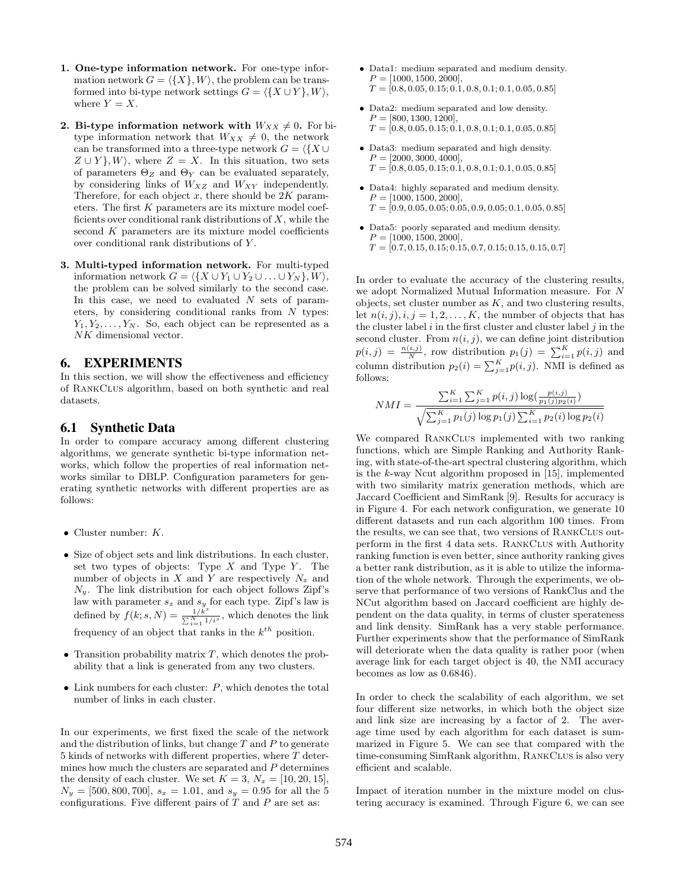**1. One-type information network.** For one-type information network $G = \langle\{X\}, W\rangle$, the problem can be transformed into bi-type network settings $G = \langle\{X \cup Y\}, W\rangle$, where $Y = X$.

**2. Bi-type information network with $W_{XX} \neq 0$.** For bi-type information network that $W_{XX} \neq 0$, the network can be transformed into a three-type network $G = \langle\{X \cup Z \cup Y\}, W\rangle$, where $Z = X$. In this situation, two sets of parameters $\Theta_Z$ and $\Theta_Y$ can be evaluated separately, by considering links of $W_{XZ}$ and $W_{XY}$ independently. Therefore, for each object $x$, there should be $2K$ parameters. The first $K$ parameters are its mixture model coefficients over conditional rank distributions of $X$, while the second $K$ parameters are its mixture model coefficients over conditional rank distributions of $Y$.

**3. Multi-typed information network.** For multi-typed information network $G = \langle\{X \cup Y_1 \cup Y_2 \cup \ldots \cup Y_N\}, W\rangle$, the problem can be solved similarly to the second case. In this case, we need to evaluated $N$ sets of parameters, by considering conditional ranks from $N$ types: $Y_1, Y_2, \ldots, Y_N$. So, each object can be represented as a $NK$ dimensional vector.

# 6. EXPERIMENTS

In this section, we will show the effectiveness and efficiency of RankClus algorithm, based on both synthetic and real datasets.

## 6.1 Synthetic Data

In order to compare accuracy among different clustering algorithms, we generate synthetic bi-type information networks, which follow the properties of real information networks similar to DBLP. Configuration parameters for generating synthetic networks with different properties are as follows:

- Cluster number: $K$.
- Size of object sets and link distributions. In each cluster, set two types of objects: Type $X$ and Type $Y$. The number of objects in $X$ and $Y$ are respectively $N_x$ and $N_y$. The link distribution for each object follows Zipf's law with parameter $s_x$ and $s_y$ for each type. Zipf's law is defined by $f(k; s, N) = \frac{1/k^s}{\sum_{i=1}^{N} 1/i^s}$, which denotes the link frequency of an object that ranks in the $k^{th}$ position.
- Transition probability matrix $T$, which denotes the probability that a link is generated from any two clusters.
- Link numbers for each cluster: $P$, which denotes the total number of links in each cluster.

In our experiments, we first fixed the scale of the network and the distribution of links, but change $T$ and $P$ to generate 5 kinds of networks with different properties, where $T$ determines how much the clusters are separated and $P$ determines the density of each cluster. We set $K = 3$, $N_x = [10, 20, 15]$, $N_y = [500, 800, 700]$, $s_x = 1.01$, and $s_y = 0.95$ for all the 5 configurations. Five different pairs of $T$ and $P$ are set as:

- Data1: medium separated and medium density.
  $P = [1000, 1500, 2000]$,
  $T = [0.8, 0.05, 0.15; 0.1, 0.8, 0.1; 0.1, 0.05, 0.85]$
- Data2: medium separated and low density.
  $P = [800, 1300, 1200]$,
  $T = [0.8, 0.05, 0.15; 0.1, 0.8, 0.1; 0.1, 0.05, 0.85]$
- Data3: medium separated and high density.
  $P = [2000, 3000, 4000]$,
  $T = [0.8, 0.05, 0.15; 0.1, 0.8, 0.1; 0.1, 0.05, 0.85]$
- Data4: highly separated and medium density.
  $P = [1000, 1500, 2000]$,
  $T = [0.9, 0.05, 0.05; 0.05, 0.9, 0.05; 0.1, 0.05, 0.85]$
- Data5: poorly separated and medium density.
  $P = [1000, 1500, 2000]$,
  $T = [0.7, 0.15, 0.15; 0.15, 0.7, 0.15; 0.15, 0.15, 0.7]$

In order to evaluate the accuracy of the clustering results, we adopt Normalized Mutual Information measure. For $N$ objects, set cluster number as $K$, and two clustering results, let $n(i,j), i,j = 1,2,\ldots,K$, the number of objects that has the cluster label $i$ in the first cluster and cluster label $j$ in the second cluster. From $n(i,j)$, we can define joint distribution $p(i,j) = \frac{n(i,j)}{N}$, row distribution $p_1(j) = \sum_{i=1}^{K} p(i,j)$ and column distribution $p_2(i) = \sum_{j=1}^{K} p(i,j)$. NMI is defined as follows:

$$NMI = \frac{\sum_{i=1}^{K}\sum_{j=1}^{K} p(i,j)\log(\frac{p(i,j)}{p_1(j)p_2(i)})}{\sqrt{\sum_{j=1}^{K} p_1(j)\log p_1(j) \sum_{i=1}^{K} p_2(i)\log p_2(i)}}$$

We compared RankClus implemented with two ranking functions, which are Simple Ranking and Authority Ranking, with state-of-the-art spectral clustering algorithm, which is the $k$-way Ncut algorithm proposed in [15], implemented with two similarity matrix generation methods, which are Jaccard Coefficient and SimRank [9]. Results for accuracy is in Figure 4. For each network configuration, we generate 10 different datasets and run each algorithm 100 times. From the results, we can see that, two versions of RankClus outperform in the first 4 data sets. RankClus with Authority ranking function is even better, since authority ranking gives a better rank distribution, as it is able to utilize the information of the whole network. Through the experiments, we observe that performance of two versions of RankClus and the NCut algorithm based on Jaccard coefficient are highly dependent on the data quality, in terms of cluster sperateness and link density. SimRank has a very stable performance. Further experiments show that the performance of SimRank will deteriorate when the data quality is rather poor (when average link for each target object is 40, the NMI accuracy becomes as low as 0.6846).

In order to check the scalability of each algorithm, we set four different size networks, in which both the object size and link size are increasing by a factor of 2. The average time used by each algorithm for each dataset is summarized in Figure 5. We can see that compared with the time-consuming SimRank algorithm, RankClus is also very efficient and scalable.

Impact of iteration number in the mixture model on clustering accuracy is examined. Through Figure 6, we can see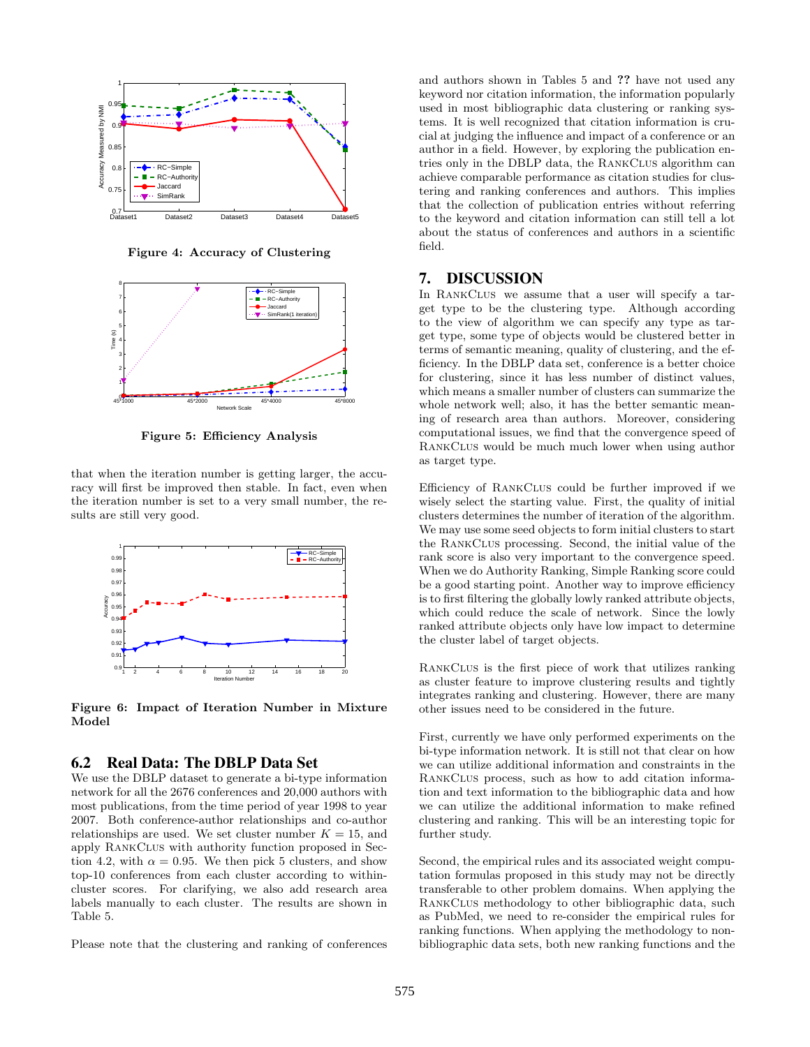1

0.95

0.9

0.85

0.8

0.75

0.7

Accuracy Measured by NMI

Dataset1 Dataset2 Dataset3 Dataset4 Dataset5

RC−Simple
RC−Authority
Jaccard
SimRank

**Figure 4: Accuracy of Clustering**

8
7
6
5
4
3
2
1

Time (s)

45*1000 45*2000 45*4000 45*8000

Network Scale

RC−Simple
RC−Authority
Jaccard
SimRank(1 iteration)

**Figure 5: Efficiency Analysis**

that when the iteration number is getting larger, the accuracy will first be improved then stable. In fact, even when the iteration number is set to a very small number, the results are still very good.

1
0.99
0.98
0.97
0.96
0.95
0.94
0.93
0.92
0.91
0.9

Accuracy

1 2 4 6 8 10 12 14 16 18 20

Iteration Number

RC−Simple
RC−Authority

**Figure 6: Impact of Iteration Number in Mixture Model**

## 6.2 Real Data: The DBLP Data Set

We use the DBLP dataset to generate a bi-type information network for all the 2676 conferences and 20,000 authors with most publications, from the time period of year 1998 to year 2007. Both conference-author relationships and co-author relationships are used. We set cluster number $K = 15$, and apply RankClus with authority function proposed in Section 4.2, with $\alpha = 0.95$. We then pick 5 clusters, and show top-10 conferences from each cluster according to within-cluster scores. For clarifying, we also add research area labels manually to each cluster. The results are shown in Table 5.

Please note that the clustering and ranking of conferences and authors shown in Tables 5 and **??** have not used any keyword nor citation information, the information popularly used in most bibliographic data clustering or ranking systems. It is well recognized that citation information is crucial at judging the influence and impact of a conference or an author in a field. However, by exploring the publication entries only in the DBLP data, the RankClus algorithm can achieve comparable performance as citation studies for clustering and ranking conferences and authors. This implies that the collection of publication entries without referring to the keyword and citation information can still tell a lot about the status of conferences and authors in a scientific field.

## 7. DISCUSSION

In RankClus we assume that a user will specify a target type to be the clustering type. Although according to the view of algorithm we can specify any type as target type, some type of objects would be clustered better in terms of semantic meaning, quality of clustering, and the efficiency. In the DBLP data set, conference is a better choice for clustering, since it has less number of distinct values, which means a smaller number of clusters can summarize the whole network well; also, it has the better semantic meaning of research area than authors. Moreover, considering computational issues, we find that the convergence speed of RankClus would be much much lower when using author as target type.

Efficiency of RankClus could be further improved if we wisely select the starting value. First, the quality of initial clusters determines the number of iteration of the algorithm. We may use some seed objects to form initial clusters to start the RankClus processing. Second, the initial value of the rank score is also very important to the convergence speed. When we do Authority Ranking, Simple Ranking score could be a good starting point. Another way to improve efficiency is to first filtering the globally lowly ranked attribute objects, which could reduce the scale of network. Since the lowly ranked attribute objects only have low impact to determine the cluster label of target objects.

RankClus is the first piece of work that utilizes ranking as cluster feature to improve clustering results and tightly integrates ranking and clustering. However, there are many other issues need to be considered in the future.

First, currently we have only performed experiments on the bi-type information network. It is still not that clear on how we can utilize additional information and constraints in the RankClus process, such as how to add citation information and text information to the bibliographic data and how we can utilize the additional information to make refined clustering and ranking. This will be an interesting topic for further study.

Second, the empirical rules and its associated weight computation formulas proposed in this study may not be directly transferable to other problem domains. When applying the RankClus methodology to other bibliographic data, such as PubMed, we need to re-consider the empirical rules for ranking functions. When applying the methodology to non-bibliographic data sets, both new ranking functions and the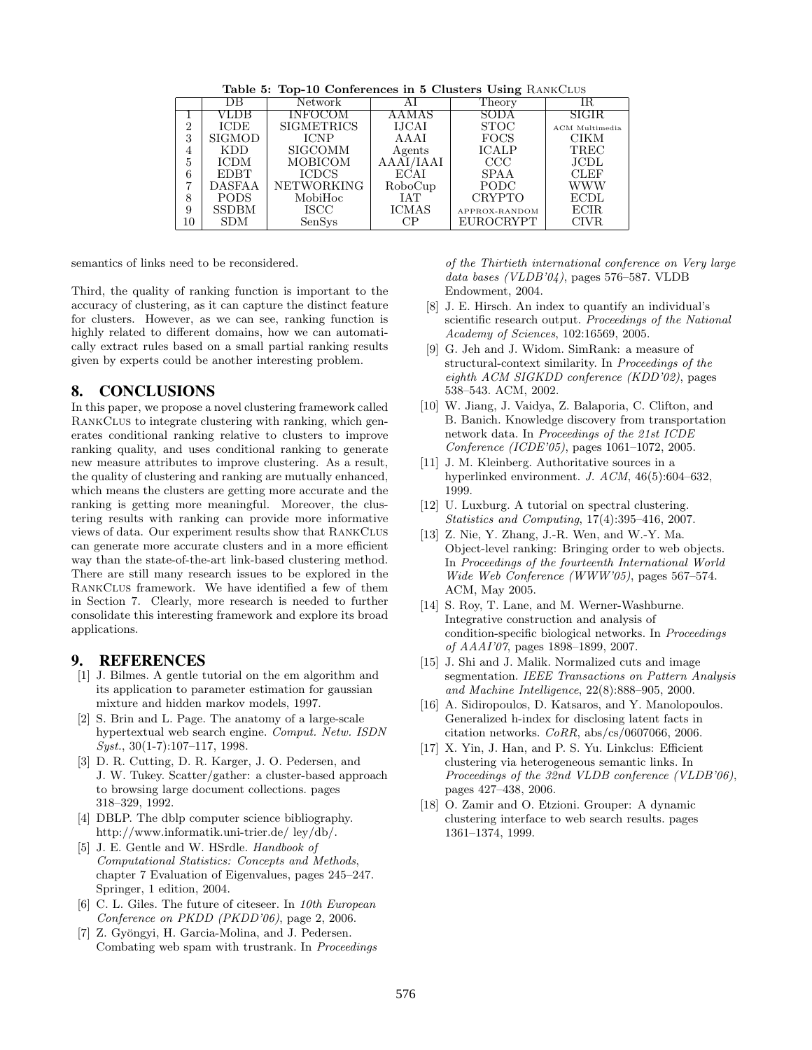**Table 5: Top-10 Conferences in 5 Clusters Using RankClus**

| | DB | Network | AI | Theory | IR |
|---|---|---|---|---|---|
| 1 | VLDB | INFOCOM | AAMAS | SODA | SIGIR |
| 2 | ICDE | SIGMETRICS | IJCAI | STOC | ACM Multimedia |
| 3 | SIGMOD | ICNP | AAAI | FOCS | CIKM |
| 4 | KDD | SIGCOMM | Agents | ICALP | TREC |
| 5 | ICDM | MOBICOM | AAAI/IAAI | CCC | JCDL |
| 6 | EDBT | ICDCS | ECAI | SPAA | CLEF |
| 7 | DASFAA | NETWORKING | RoboCup | PODC | WWW |
| 8 | PODS | MobiHoc | IAT | CRYPTO | ECDL |
| 9 | SSDBM | ISCC | ICMAS | APPROX-RANDOM | ECIR |
| 10 | SDM | SenSys | CP | EUROCRYPT | CIVR |

semantics of links need to be reconsidered.

Third, the quality of ranking function is important to the accuracy of clustering, as it can capture the distinct feature for clusters. However, as we can see, ranking function is highly related to different domains, how we can automatically extract rules based on a small partial ranking results given by experts could be another interesting problem.

## 8. CONCLUSIONS

In this paper, we propose a novel clustering framework called RankClus to integrate clustering with ranking, which generates conditional ranking relative to clusters to improve ranking quality, and uses conditional ranking to generate new measure attributes to improve clustering. As a result, the quality of clustering and ranking are mutually enhanced, which means the clusters are getting more accurate and the ranking is getting more meaningful. Moreover, the clustering results with ranking can provide more informative views of data. Our experiment results show that RankClus can generate more accurate clusters and in a more efficient way than the state-of-the-art link-based clustering method. There are still many research issues to be explored in the RankClus framework. We have identified a few of them in Section 7. Clearly, more research is needed to further consolidate this interesting framework and explore its broad applications.

## 9. REFERENCES

[1] J. Bilmes. A gentle tutorial on the em algorithm and its application to parameter estimation for gaussian mixture and hidden markov models, 1997.

[2] S. Brin and L. Page. The anatomy of a large-scale hypertextual web search engine. *Comput. Netw. ISDN Syst.*, 30(1-7):107–117, 1998.

[3] D. R. Cutting, D. R. Karger, J. O. Pedersen, and J. W. Tukey. Scatter/gather: a cluster-based approach to browsing large document collections. pages 318–329, 1992.

[4] DBLP. The dblp computer science bibliography. http://www.informatik.uni-trier.de/ ley/db/.

[5] J. E. Gentle and W. HSrdle. *Handbook of Computational Statistics: Concepts and Methods*, chapter 7 Evaluation of Eigenvalues, pages 245–247. Springer, 1 edition, 2004.

[6] C. L. Giles. The future of citeseer. In *10th European Conference on PKDD (PKDD'06)*, page 2, 2006.

[7] Z. Gyöngyi, H. Garcia-Molina, and J. Pedersen. Combating web spam with trustrank. In *Proceedings of the Thirtieth international conference on Very large data bases (VLDB'04)*, pages 576–587. VLDB Endowment, 2004.

[8] J. E. Hirsch. An index to quantify an individual's scientific research output. *Proceedings of the National Academy of Sciences*, 102:16569, 2005.

[9] G. Jeh and J. Widom. SimRank: a measure of structural-context similarity. In *Proceedings of the eighth ACM SIGKDD conference (KDD'02)*, pages 538–543. ACM, 2002.

[10] W. Jiang, J. Vaidya, Z. Balaporia, C. Clifton, and B. Banich. Knowledge discovery from transportation network data. In *Proceedings of the 21st ICDE Conference (ICDE'05)*, pages 1061–1072, 2005.

[11] J. M. Kleinberg. Authoritative sources in a hyperlinked environment. *J. ACM*, 46(5):604–632, 1999.

[12] U. Luxburg. A tutorial on spectral clustering. *Statistics and Computing*, 17(4):395–416, 2007.

[13] Z. Nie, Y. Zhang, J.-R. Wen, and W.-Y. Ma. Object-level ranking: Bringing order to web objects. In *Proceedings of the fourteenth International World Wide Web Conference (WWW'05)*, pages 567–574. ACM, May 2005.

[14] S. Roy, T. Lane, and M. Werner-Washburne. Integrative construction and analysis of condition-specific biological networks. In *Proceedings of AAAI'07*, pages 1898–1899, 2007.

[15] J. Shi and J. Malik. Normalized cuts and image segmentation. *IEEE Transactions on Pattern Analysis and Machine Intelligence*, 22(8):888–905, 2000.

[16] A. Sidiropoulos, D. Katsaros, and Y. Manolopoulos. Generalized h-index for disclosing latent facts in citation networks. *CoRR*, abs/cs/0607066, 2006.

[17] X. Yin, J. Han, and P. S. Yu. Linkclus: Efficient clustering via heterogeneous semantic links. In *Proceedings of the 32nd VLDB conference (VLDB'06)*, pages 427–438, 2006.

[18] O. Zamir and O. Etzioni. Grouper: A dynamic clustering interface to web search results. pages 1361–1374, 1999.